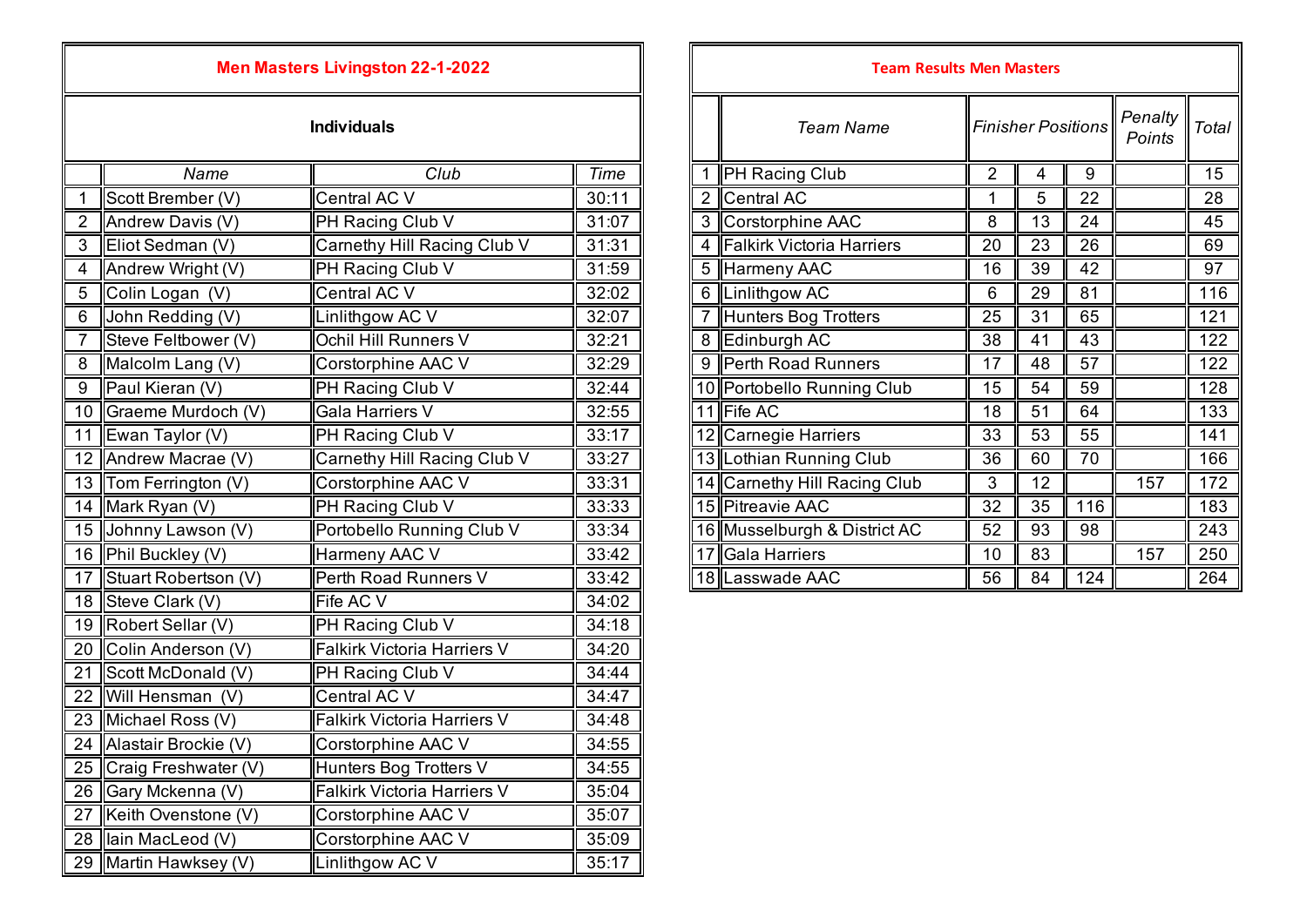## Men Masters Livingston 22-1-2022

### Individuals

| | Name | Club | Time |
|---|---|---|---|
| 1 | Scott Brember (V) | Central AC V | 30:11 |
| 2 | Andrew Davis (V) | PH Racing Club V | 31:07 |
| 3 | Eliot Sedman (V) | Carnethy Hill Racing Club V | 31:31 |
| 4 | Andrew Wright (V) | PH Racing Club V | 31:59 |
| 5 | Colin Logan (V) | Central AC V | 32:02 |
| 6 | John Redding (V) | Linlithgow AC V | 32:07 |
| 7 | Steve Feltbower (V) | Ochil Hill Runners V | 32:21 |
| 8 | Malcolm Lang (V) | Corstorphine AAC V | 32:29 |
| 9 | Paul Kieran (V) | PH Racing Club V | 32:44 |
| 10 | Graeme Murdoch (V) | Gala Harriers V | 32:55 |
| 11 | Ewan Taylor (V) | PH Racing Club V | 33:17 |
| 12 | Andrew Macrae (V) | Carnethy Hill Racing Club V | 33:27 |
| 13 | Tom Ferrington (V) | Corstorphine AAC V | 33:31 |
| 14 | Mark Ryan (V) | PH Racing Club V | 33:33 |
| 15 | Johnny Lawson (V) | Portobello Running Club V | 33:34 |
| 16 | Phil Buckley (V) | Harmeny AAC V | 33:42 |
| 17 | Stuart Robertson (V) | Perth Road Runners V | 33:42 |
| 18 | Steve Clark (V) | Fife AC V | 34:02 |
| 19 | Robert Sellar (V) | PH Racing Club V | 34:18 |
| 20 | Colin Anderson (V) | Falkirk Victoria Harriers V | 34:20 |
| 21 | Scott McDonald (V) | PH Racing Club V | 34:44 |
| 22 | Will Hensman (V) | Central AC V | 34:47 |
| 23 | Michael Ross (V) | Falkirk Victoria Harriers V | 34:48 |
| 24 | Alastair Brockie (V) | Corstorphine AAC V | 34:55 |
| 25 | Craig Freshwater (V) | Hunters Bog Trotters V | 34:55 |
| 26 | Gary Mckenna (V) | Falkirk Victoria Harriers V | 35:04 |
| 27 | Keith Ovenstone (V) | Corstorphine AAC V | 35:07 |
| 28 | Iain MacLeod (V) | Corstorphine AAC V | 35:09 |
| 29 | Martin Hawksey (V) | Linlithgow AC V | 35:17 |

## Team Results Men Masters

| | Team Name | Finisher Positions | | | Penalty Points | Total |
|---|---|---|---|---|---|---|
| 1 | PH Racing Club | 2 | 4 | 9 | | 15 |
| 2 | Central AC | 1 | 5 | 22 | | 28 |
| 3 | Corstorphine AAC | 8 | 13 | 24 | | 45 |
| 4 | Falkirk Victoria Harriers | 20 | 23 | 26 | | 69 |
| 5 | Harmeny AAC | 16 | 39 | 42 | | 97 |
| 6 | Linlithgow AC | 6 | 29 | 81 | | 116 |
| 7 | Hunters Bog Trotters | 25 | 31 | 65 | | 121 |
| 8 | Edinburgh AC | 38 | 41 | 43 | | 122 |
| 9 | Perth Road Runners | 17 | 48 | 57 | | 122 |
| 10 | Portobello Running Club | 15 | 54 | 59 | | 128 |
| 11 | Fife AC | 18 | 51 | 64 | | 133 |
| 12 | Carnegie Harriers | 33 | 53 | 55 | | 141 |
| 13 | Lothian Running Club | 36 | 60 | 70 | | 166 |
| 14 | Carnethy Hill Racing Club | 3 | 12 | | 157 | 172 |
| 15 | Pitreavie AAC | 32 | 35 | 116 | | 183 |
| 16 | Musselburgh & District AC | 52 | 93 | 98 | | 243 |
| 17 | Gala Harriers | 10 | 83 | | 157 | 250 |
| 18 | Lasswade AAC | 56 | 84 | 124 | | 264 |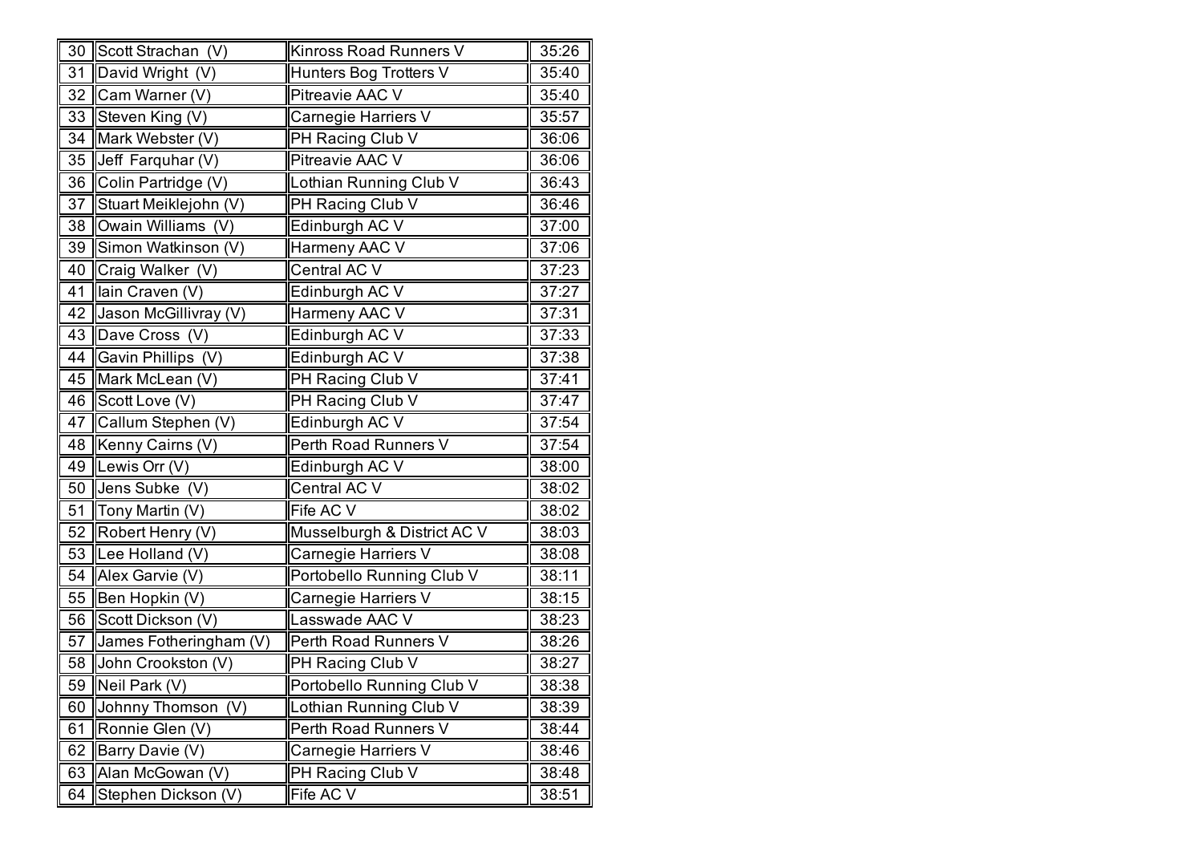| | | | |
|---|---|---|---|
| 30 | Scott Strachan  (V) | Kinross Road Runners V | 35:26 |
| 31 | David Wright  (V) | Hunters Bog Trotters V | 35:40 |
| 32 | Cam Warner (V) | Pitreavie AAC V | 35:40 |
| 33 | Steven King (V) | Carnegie Harriers V | 35:57 |
| 34 | Mark Webster (V) | PH Racing Club V | 36:06 |
| 35 | Jeff  Farquhar (V) | Pitreavie AAC V | 36:06 |
| 36 | Colin Partridge (V) | Lothian Running Club V | 36:43 |
| 37 | Stuart Meiklejohn (V) | PH Racing Club V | 36:46 |
| 38 | Owain Williams  (V) | Edinburgh AC V | 37:00 |
| 39 | Simon Watkinson (V) | Harmeny AAC V | 37:06 |
| 40 | Craig Walker  (V) | Central AC V | 37:23 |
| 41 | Iain Craven (V) | Edinburgh AC V | 37:27 |
| 42 | Jason McGillivray (V) | Harmeny AAC V | 37:31 |
| 43 | Dave Cross  (V) | Edinburgh AC V | 37:33 |
| 44 | Gavin Phillips  (V) | Edinburgh AC V | 37:38 |
| 45 | Mark McLean (V) | PH Racing Club V | 37:41 |
| 46 | Scott Love (V) | PH Racing Club V | 37:47 |
| 47 | Callum Stephen (V) | Edinburgh AC V | 37:54 |
| 48 | Kenny Cairns (V) | Perth Road Runners V | 37:54 |
| 49 | Lewis Orr (V) | Edinburgh AC V | 38:00 |
| 50 | Jens Subke  (V) | Central AC V | 38:02 |
| 51 | Tony Martin (V) | Fife AC V | 38:02 |
| 52 | Robert Henry (V) | Musselburgh & District AC V | 38:03 |
| 53 | Lee Holland (V) | Carnegie Harriers V | 38:08 |
| 54 | Alex Garvie (V) | Portobello Running Club V | 38:11 |
| 55 | Ben Hopkin (V) | Carnegie Harriers V | 38:15 |
| 56 | Scott Dickson (V) | Lasswade AAC V | 38:23 |
| 57 | James Fotheringham (V) | Perth Road Runners V | 38:26 |
| 58 | John Crookston (V) | PH Racing Club V | 38:27 |
| 59 | Neil Park (V) | Portobello Running Club V | 38:38 |
| 60 | Johnny Thomson  (V) | Lothian Running Club V | 38:39 |
| 61 | Ronnie Glen (V) | Perth Road Runners V | 38:44 |
| 62 | Barry Davie (V) | Carnegie Harriers V | 38:46 |
| 63 | Alan McGowan (V) | PH Racing Club V | 38:48 |
| 64 | Stephen Dickson (V) | Fife AC V | 38:51 |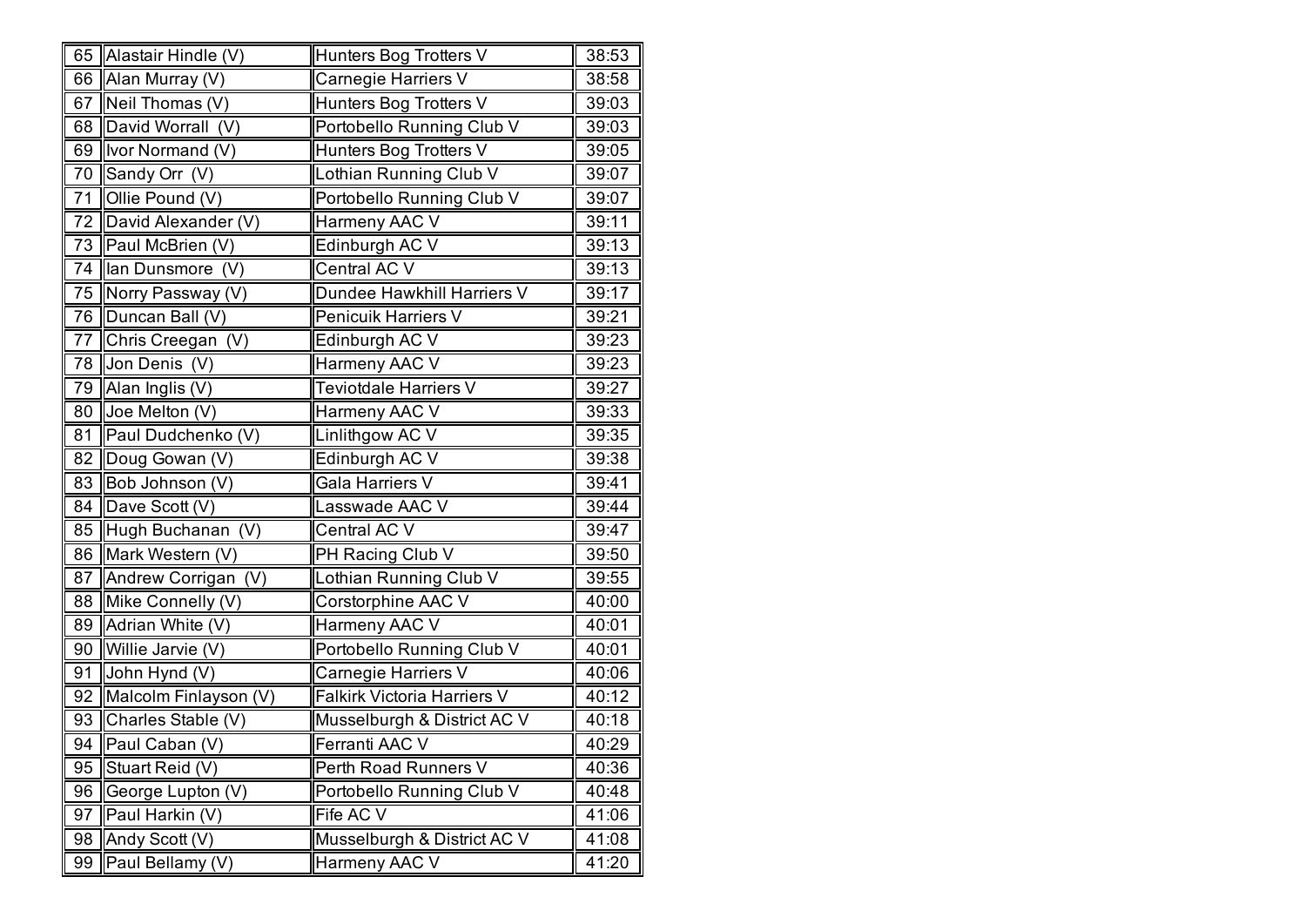| | | | |
|---|---|---|---|
| 65 | Alastair Hindle (V) | Hunters Bog Trotters V | 38:53 |
| 66 | Alan Murray (V) | Carnegie Harriers V | 38:58 |
| 67 | Neil Thomas (V) | Hunters Bog Trotters V | 39:03 |
| 68 | David Worrall (V) | Portobello Running Club V | 39:03 |
| 69 | Ivor Normand (V) | Hunters Bog Trotters V | 39:05 |
| 70 | Sandy Orr (V) | Lothian Running Club V | 39:07 |
| 71 | Ollie Pound (V) | Portobello Running Club V | 39:07 |
| 72 | David Alexander (V) | Harmeny AAC V | 39:11 |
| 73 | Paul McBrien (V) | Edinburgh AC V | 39:13 |
| 74 | Ian Dunsmore (V) | Central AC V | 39:13 |
| 75 | Norry Passway (V) | Dundee Hawkhill Harriers V | 39:17 |
| 76 | Duncan Ball (V) | Penicuik Harriers V | 39:21 |
| 77 | Chris Creegan (V) | Edinburgh AC V | 39:23 |
| 78 | Jon Denis (V) | Harmeny AAC V | 39:23 |
| 79 | Alan Inglis (V) | Teviotdale Harriers V | 39:27 |
| 80 | Joe Melton (V) | Harmeny AAC V | 39:33 |
| 81 | Paul Dudchenko (V) | Linlithgow AC V | 39:35 |
| 82 | Doug Gowan (V) | Edinburgh AC V | 39:38 |
| 83 | Bob Johnson (V) | Gala Harriers V | 39:41 |
| 84 | Dave Scott (V) | Lasswade AAC V | 39:44 |
| 85 | Hugh Buchanan (V) | Central AC V | 39:47 |
| 86 | Mark Western (V) | PH Racing Club V | 39:50 |
| 87 | Andrew Corrigan (V) | Lothian Running Club V | 39:55 |
| 88 | Mike Connelly (V) | Corstorphine AAC V | 40:00 |
| 89 | Adrian White (V) | Harmeny AAC V | 40:01 |
| 90 | Willie Jarvie (V) | Portobello Running Club V | 40:01 |
| 91 | John Hynd (V) | Carnegie Harriers V | 40:06 |
| 92 | Malcolm Finlayson (V) | Falkirk Victoria Harriers V | 40:12 |
| 93 | Charles Stable (V) | Musselburgh & District AC V | 40:18 |
| 94 | Paul Caban (V) | Ferranti AAC V | 40:29 |
| 95 | Stuart Reid (V) | Perth Road Runners V | 40:36 |
| 96 | George Lupton (V) | Portobello Running Club V | 40:48 |
| 97 | Paul Harkin (V) | Fife AC V | 41:06 |
| 98 | Andy Scott (V) | Musselburgh & District AC V | 41:08 |
| 99 | Paul Bellamy (V) | Harmeny AAC V | 41:20 |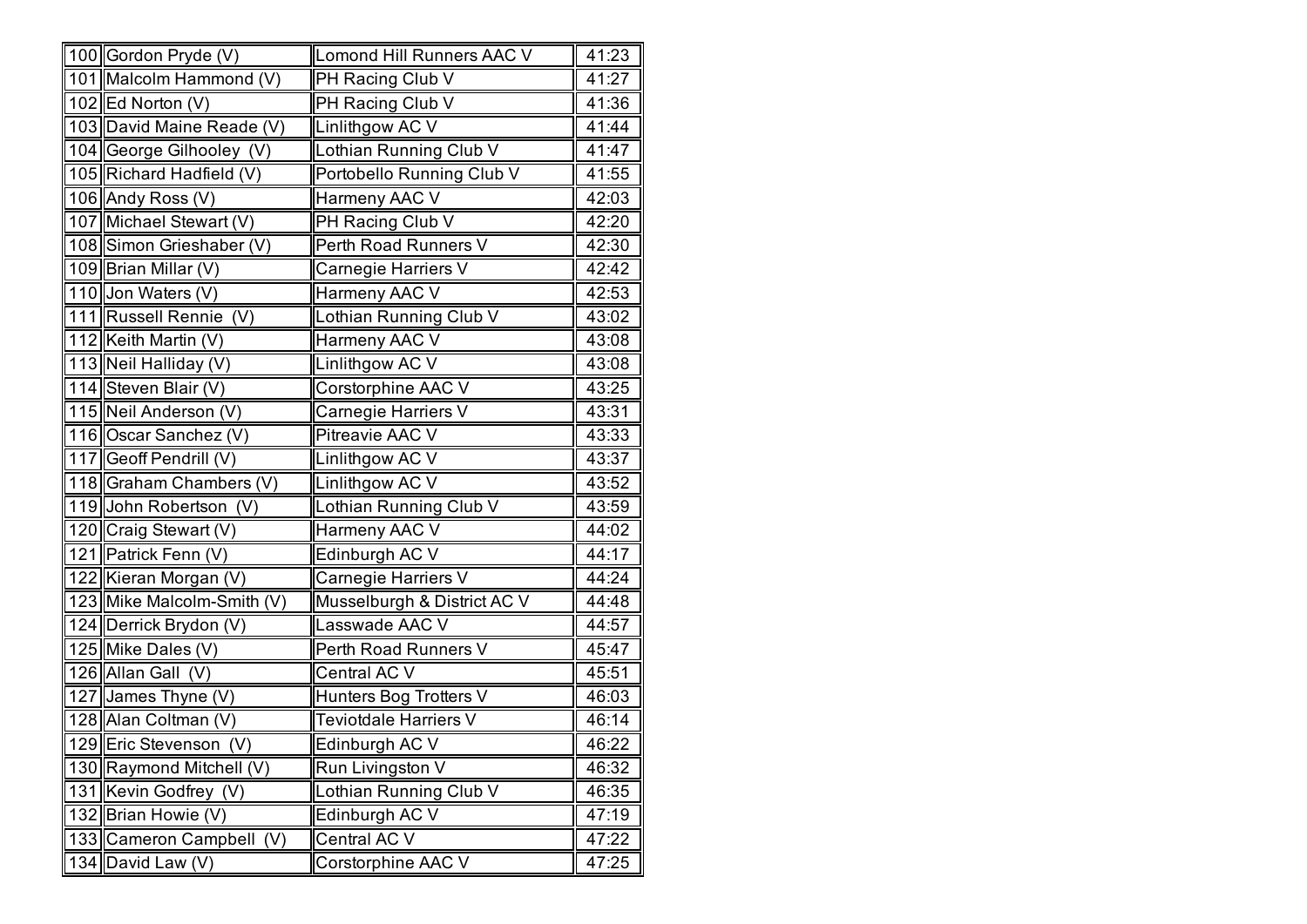| | | | |
|---|---|---|---|
| 100 | Gordon Pryde (V) | Lomond Hill Runners AAC V | 41:23 |
| 101 | Malcolm Hammond (V) | PH Racing Club V | 41:27 |
| 102 | Ed Norton (V) | PH Racing Club V | 41:36 |
| 103 | David Maine Reade (V) | Linlithgow AC V | 41:44 |
| 104 | George Gilhooley (V) | Lothian Running Club V | 41:47 |
| 105 | Richard Hadfield (V) | Portobello Running Club V | 41:55 |
| 106 | Andy Ross (V) | Harmeny AAC V | 42:03 |
| 107 | Michael Stewart (V) | PH Racing Club V | 42:20 |
| 108 | Simon Grieshaber (V) | Perth Road Runners V | 42:30 |
| 109 | Brian Millar (V) | Carnegie Harriers V | 42:42 |
| 110 | Jon Waters (V) | Harmeny AAC V | 42:53 |
| 111 | Russell Rennie (V) | Lothian Running Club V | 43:02 |
| 112 | Keith Martin (V) | Harmeny AAC V | 43:08 |
| 113 | Neil Halliday (V) | Linlithgow AC V | 43:08 |
| 114 | Steven Blair (V) | Corstorphine AAC V | 43:25 |
| 115 | Neil Anderson (V) | Carnegie Harriers V | 43:31 |
| 116 | Oscar Sanchez (V) | Pitreavie AAC V | 43:33 |
| 117 | Geoff Pendrill (V) | Linlithgow AC V | 43:37 |
| 118 | Graham Chambers (V) | Linlithgow AC V | 43:52 |
| 119 | John Robertson (V) | Lothian Running Club V | 43:59 |
| 120 | Craig Stewart (V) | Harmeny AAC V | 44:02 |
| 121 | Patrick Fenn (V) | Edinburgh AC V | 44:17 |
| 122 | Kieran Morgan (V) | Carnegie Harriers V | 44:24 |
| 123 | Mike Malcolm-Smith (V) | Musselburgh & District AC V | 44:48 |
| 124 | Derrick Brydon (V) | Lasswade AAC V | 44:57 |
| 125 | Mike Dales (V) | Perth Road Runners V | 45:47 |
| 126 | Allan Gall (V) | Central AC V | 45:51 |
| 127 | James Thyne (V) | Hunters Bog Trotters V | 46:03 |
| 128 | Alan Coltman (V) | Teviotdale Harriers V | 46:14 |
| 129 | Eric Stevenson (V) | Edinburgh AC V | 46:22 |
| 130 | Raymond Mitchell (V) | Run Livingston V | 46:32 |
| 131 | Kevin Godfrey (V) | Lothian Running Club V | 46:35 |
| 132 | Brian Howie (V) | Edinburgh AC V | 47:19 |
| 133 | Cameron Campbell (V) | Central AC V | 47:22 |
| 134 | David Law (V) | Corstorphine AAC V | 47:25 |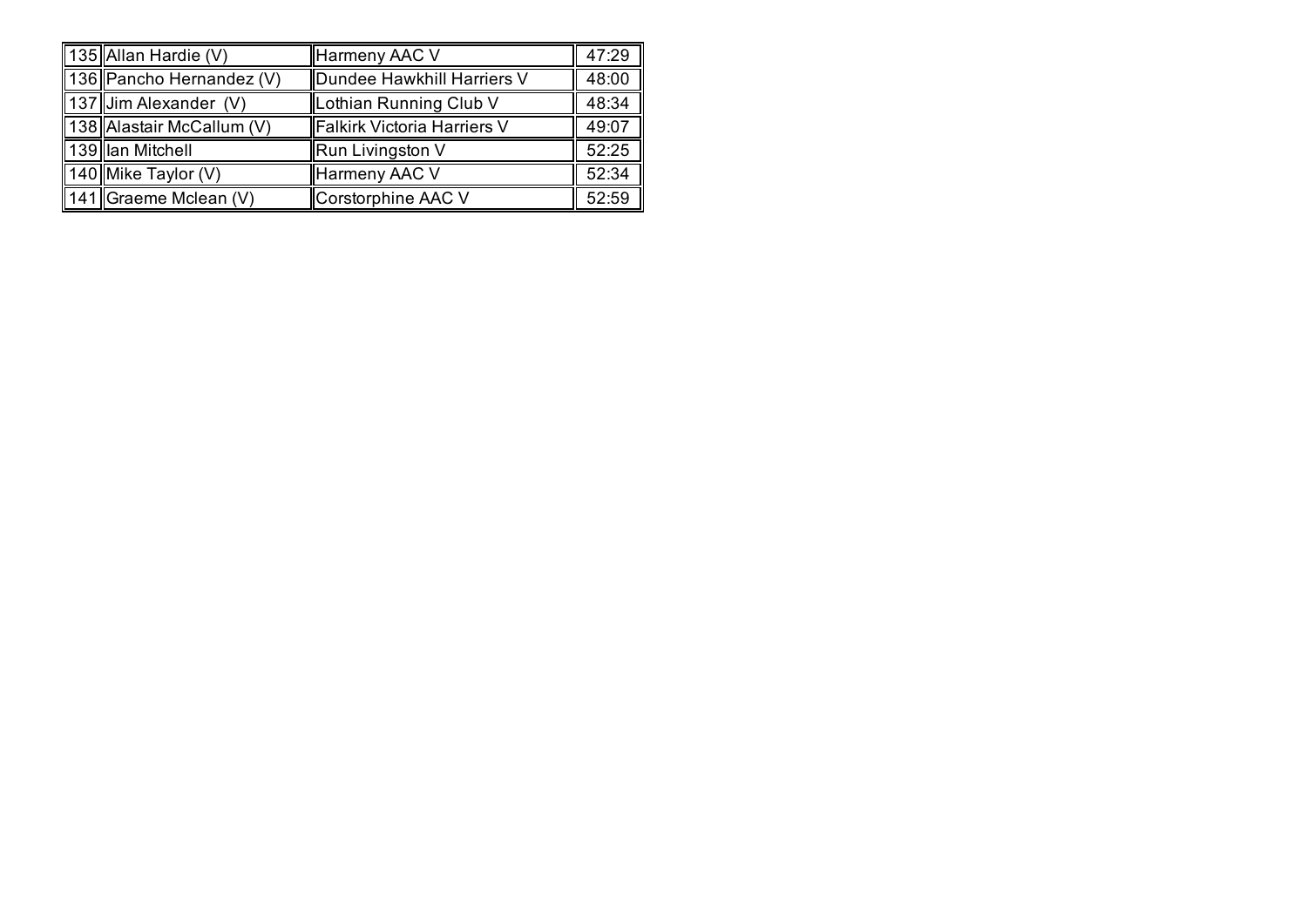| | | | |
|---|---|---|---|
| 135 | Allan Hardie (V) | Harmeny AAC V | 47:29 |
| 136 | Pancho Hernandez (V) | Dundee Hawkhill Harriers V | 48:00 |
| 137 | Jim Alexander (V) | Lothian Running Club V | 48:34 |
| 138 | Alastair McCallum (V) | Falkirk Victoria Harriers V | 49:07 |
| 139 | Ian Mitchell | Run Livingston V | 52:25 |
| 140 | Mike Taylor (V) | Harmeny AAC V | 52:34 |
| 141 | Graeme Mclean (V) | Corstorphine AAC V | 52:59 |